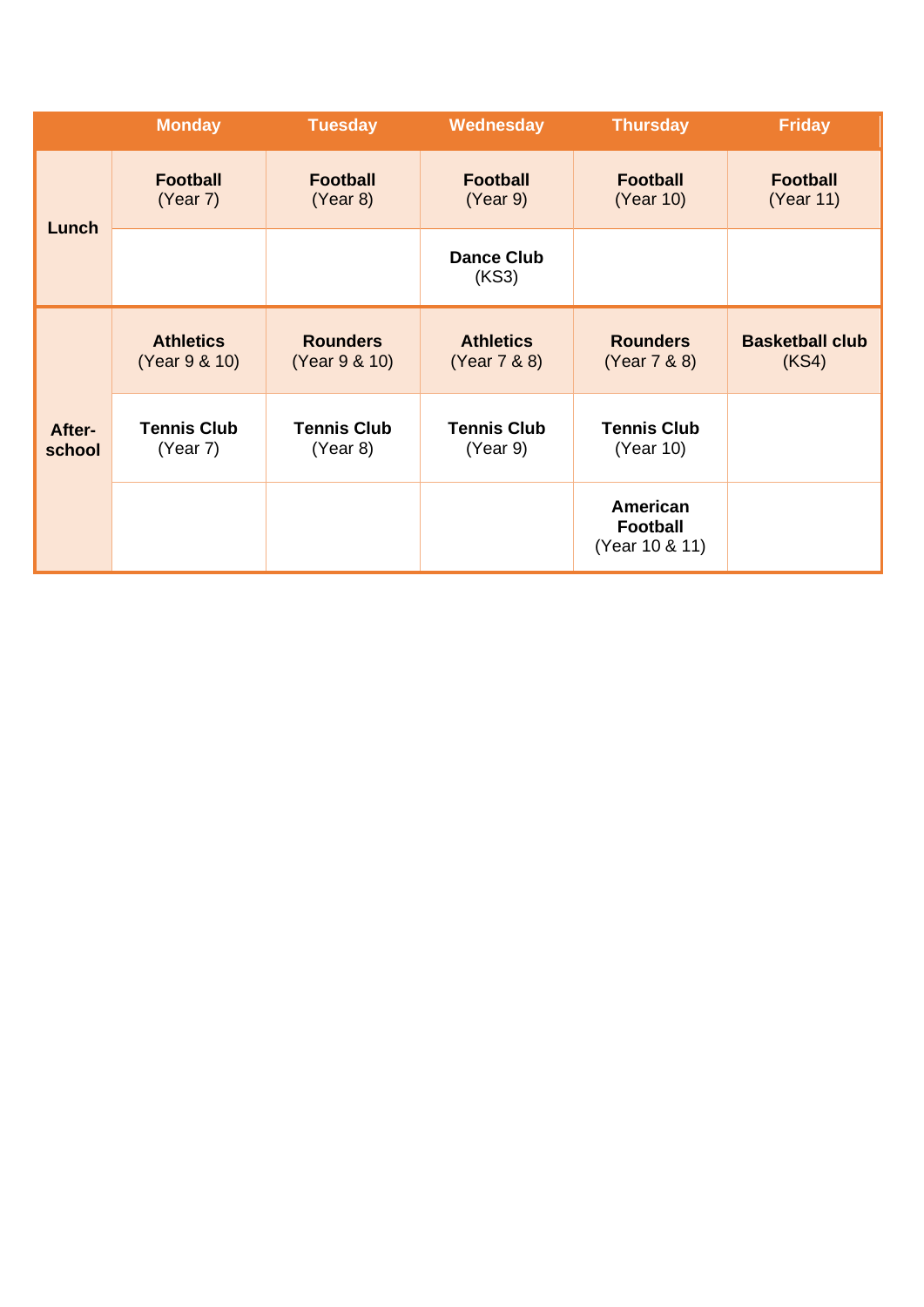| | Monday | Tuesday | Wednesday | Thursday | Friday |
|---|---|---|---|---|---|
| **Lunch** | **Football** (Year 7) | **Football** (Year 8) | **Football** (Year 9) | **Football** (Year 10) | **Football** (Year 11) |
| | | | **Dance Club** (KS3) | | |
| **After-school** | **Athletics** (Year 9 & 10) | **Rounders** (Year 9 & 10) | **Athletics** (Year 7 & 8) | **Rounders** (Year 7 & 8) | **Basketball club** (KS4) |
| | **Tennis Club** (Year 7) | **Tennis Club** (Year 8) | **Tennis Club** (Year 9) | **Tennis Club** (Year 10) | |
| | | | | **American Football** (Year 10 & 11) | |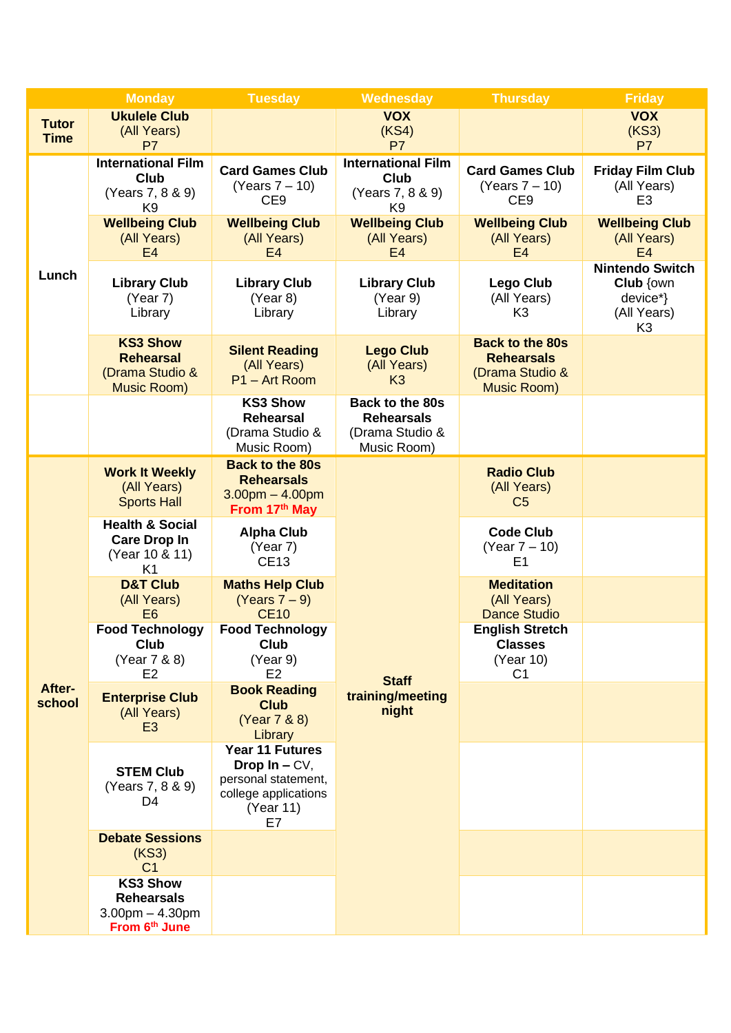| | Monday | Tuesday | Wednesday | Thursday | Friday |
|---|---|---|---|---|---|
| **Tutor Time** | **Ukulele Club** (All Years) P7 | | **VOX** (KS4) P7 | | **VOX** (KS3) P7 |
| **Lunch** | **International Film Club** (Years 7, 8 & 9) K9 | **Card Games Club** (Years 7 – 10) CE9 | **International Film Club** (Years 7, 8 & 9) K9 | **Card Games Club** (Years 7 – 10) CE9 | **Friday Film Club** (All Years) E3 |
| | **Wellbeing Club** (All Years) E4 | **Wellbeing Club** (All Years) E4 | **Wellbeing Club** (All Years) E4 | **Wellbeing Club** (All Years) E4 | **Wellbeing Club** (All Years) E4 |
| | **Library Club** (Year 7) Library | **Library Club** (Year 8) Library | **Library Club** (Year 9) Library | **Lego Club** (All Years) K3 | **Nintendo Switch Club** {own device*} (All Years) K3 |
| | **KS3 Show Rehearsal** (Drama Studio & Music Room) | **Silent Reading** (All Years) P1 – Art Room | **Lego Club** (All Years) K3 | **Back to the 80s Rehearsals** (Drama Studio & Music Room) | |
| | | **KS3 Show Rehearsal** (Drama Studio & Music Room) | **Back to the 80s Rehearsals** (Drama Studio & Music Room) | | |
| **After-school** | **Work It Weekly** (All Years) Sports Hall | **Back to the 80s Rehearsals** 3.00pm – 4.00pm **From 17th May** | **Staff training/meeting night** | **Radio Club** (All Years) C5 | |
| | **Health & Social Care Drop In** (Year 10 & 11) K1 | **Alpha Club** (Year 7) CE13 | | **Code Club** (Year 7 – 10) E1 | |
| | **D&T Club** (All Years) E6 | **Maths Help Club** (Years 7 – 9) CE10 | | **Meditation** (All Years) Dance Studio | |
| | **Food Technology Club** (Year 7 & 8) E2 | **Food Technology Club** (Year 9) E2 | | **English Stretch Classes** (Year 10) C1 | |
| | **Enterprise Club** (All Years) E3 | **Book Reading Club** (Year 7 & 8) Library | | | |
| | **STEM Club** (Years 7, 8 & 9) D4 | **Year 11 Futures Drop In –** CV, personal statement, college applications (Year 11) E7 | | | |
| | **Debate Sessions** (KS3) C1 | | | | |
| | **KS3 Show Rehearsals** 3.00pm – 4.30pm **From 6th June** | | | | |